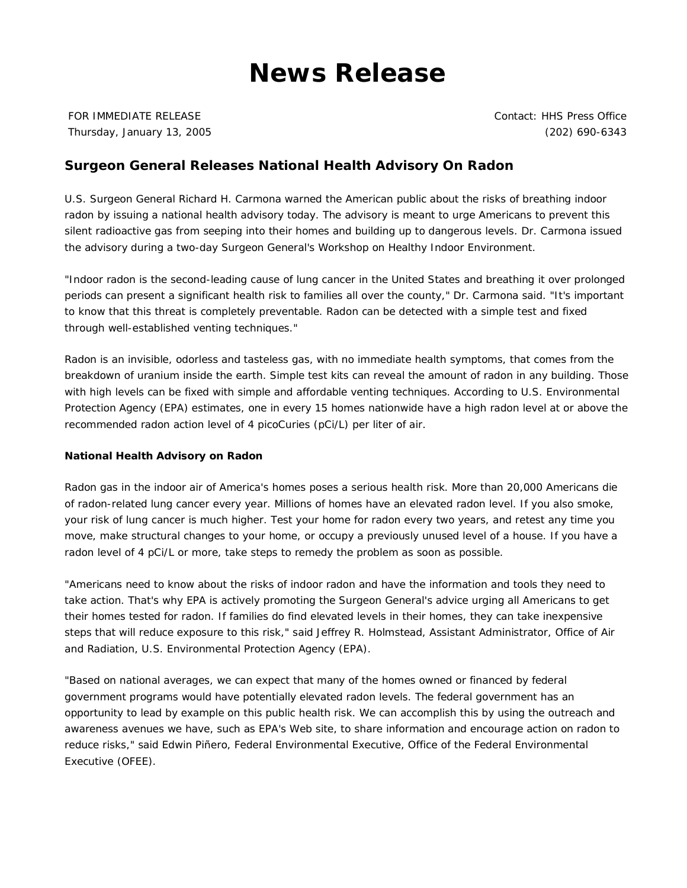# News Release

FOR IMMEDIATE RELEASE
Thursday, January 13, 2005

Contact: HHS Press Office
(202) 690-6343

## Surgeon General Releases National Health Advisory On Radon

U.S. Surgeon General Richard H. Carmona warned the American public about the risks of breathing indoor radon by issuing a national health advisory today. The advisory is meant to urge Americans to prevent this silent radioactive gas from seeping into their homes and building up to dangerous levels. Dr. Carmona issued the advisory during a two-day Surgeon General's Workshop on Healthy Indoor Environment.

"Indoor radon is the second-leading cause of lung cancer in the United States and breathing it over prolonged periods can present a significant health risk to families all over the county," Dr. Carmona said. "It's important to know that this threat is completely preventable. Radon can be detected with a simple test and fixed through well-established venting techniques."

Radon is an invisible, odorless and tasteless gas, with no immediate health symptoms, that comes from the breakdown of uranium inside the earth. Simple test kits can reveal the amount of radon in any building. Those with high levels can be fixed with simple and affordable venting techniques. According to U.S. Environmental Protection Agency (EPA) estimates, one in every 15 homes nationwide have a high radon level at or above the recommended radon action level of 4 picoCuries (pCi/L) per liter of air.

### National Health Advisory on Radon

Radon gas in the indoor air of America's homes poses a serious health risk. More than 20,000 Americans die of radon-related lung cancer every year. Millions of homes have an elevated radon level. If you also smoke, your risk of lung cancer is much higher. Test your home for radon every two years, and retest any time you move, make structural changes to your home, or occupy a previously unused level of a house. If you have a radon level of 4 pCi/L or more, take steps to remedy the problem as soon as possible.

"Americans need to know about the risks of indoor radon and have the information and tools they need to take action. That's why EPA is actively promoting the Surgeon General's advice urging all Americans to get their homes tested for radon. If families do find elevated levels in their homes, they can take inexpensive steps that will reduce exposure to this risk," said Jeffrey R. Holmstead, Assistant Administrator, Office of Air and Radiation, U.S. Environmental Protection Agency (EPA).

"Based on national averages, we can expect that many of the homes owned or financed by federal government programs would have potentially elevated radon levels. The federal government has an opportunity to lead by example on this public health risk. We can accomplish this by using the outreach and awareness avenues we have, such as EPA's Web site, to share information and encourage action on radon to reduce risks," said Edwin Piñero, Federal Environmental Executive, Office of the Federal Environmental Executive (OFEE).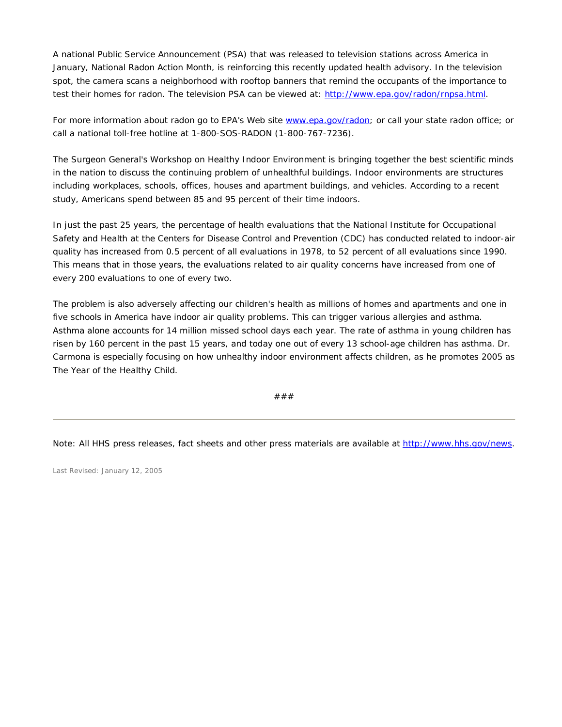A national Public Service Announcement (PSA) that was released to television stations across America in January, National Radon Action Month, is reinforcing this recently updated health advisory. In the television spot, the camera scans a neighborhood with rooftop banners that remind the occupants of the importance to test their homes for radon. The television PSA can be viewed at: [http://www.epa.gov/radon/rnpsa.html](http://www.epa.gov/radon/rnpsa.html).

For more information about radon go to EPA's Web site [www.epa.gov/radon](www.epa.gov/radon); or call your state radon office; or call a national toll-free hotline at 1-800-SOS-RADON (1-800-767-7236).

The Surgeon General's Workshop on Healthy Indoor Environment is bringing together the best scientific minds in the nation to discuss the continuing problem of unhealthful buildings. Indoor environments are structures including workplaces, schools, offices, houses and apartment buildings, and vehicles. According to a recent study, Americans spend between 85 and 95 percent of their time indoors.

In just the past 25 years, the percentage of health evaluations that the National Institute for Occupational Safety and Health at the Centers for Disease Control and Prevention (CDC) has conducted related to indoor-air quality has increased from 0.5 percent of all evaluations in 1978, to 52 percent of all evaluations since 1990. This means that in those years, the evaluations related to air quality concerns have increased from one of every 200 evaluations to one of every two.

The problem is also adversely affecting our children's health as millions of homes and apartments and one in five schools in America have indoor air quality problems. This can trigger various allergies and asthma. Asthma alone accounts for 14 million missed school days each year. The rate of asthma in young children has risen by 160 percent in the past 15 years, and today one out of every 13 school-age children has asthma. Dr. Carmona is especially focusing on how unhealthy indoor environment affects children, as he promotes 2005 as The Year of the Healthy Child.

###

---

Note: All HHS press releases, fact sheets and other press materials are available at [http://www.hhs.gov/news](http://www.hhs.gov/news).

Last Revised: January 12, 2005